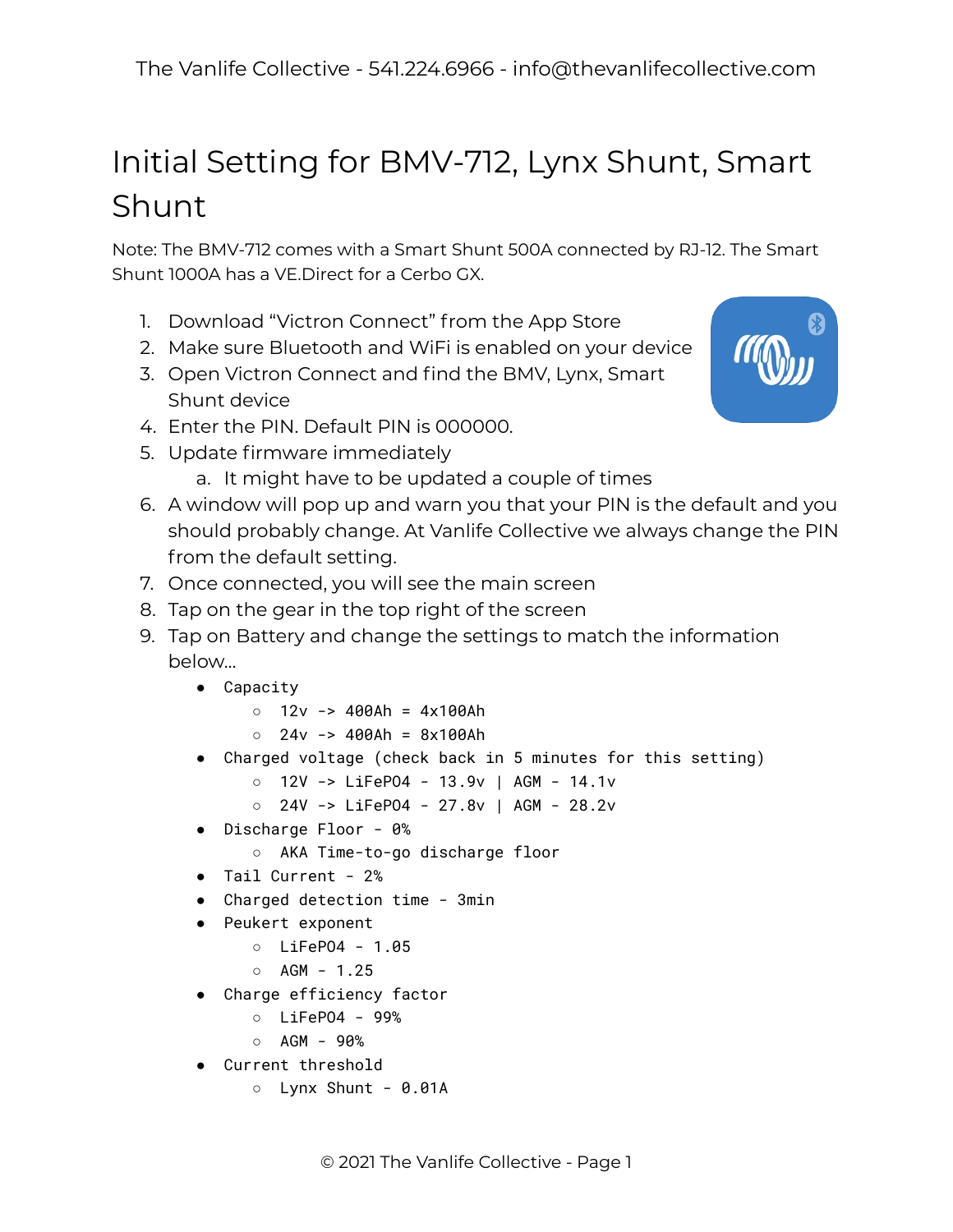# Initial Setting for BMV-712, Lynx Shunt, Smart Shunt

Note: The BMV-712 comes with a Smart Shunt 500A connected by RJ-12. The Smart Shunt 1000A has a VE.Direct for a Cerbo GX.

1. Download "Victron Connect" from the App Store
2. Make sure Bluetooth and WiFi is enabled on your device
3. Open Victron Connect and find the BMV, Lynx, Smart Shunt device
4. Enter the PIN. Default PIN is 000000.
5. Update firmware immediately
    a. It might have to be updated a couple of times
6. A window will pop up and warn you that your PIN is the default and you should probably change. At Vanlife Collective we always change the PIN from the default setting.
7. Once connected, you will see the main screen
8. Tap on the gear in the top right of the screen
9. Tap on Battery and change the settings to match the information below...
    - Capacity
        - 12v -> 400Ah = 4x100Ah
        - 24v -> 400Ah = 8x100Ah
    - Charged voltage (check back in 5 minutes for this setting)
        - 12V -> LiFePO4 - 13.9v | AGM - 14.1v
        - 24V -> LiFePO4 - 27.8v | AGM - 28.2v
    - Discharge Floor - 0%
        - AKA Time-to-go discharge floor
    - Tail Current - 2%
    - Charged detection time - 3min
    - Peukert exponent
        - LiFePO4 - 1.05
        - AGM - 1.25
    - Charge efficiency factor
        - LiFePO4 - 99%
        - AGM - 90%
    - Current threshold
        - Lynx Shunt - 0.01A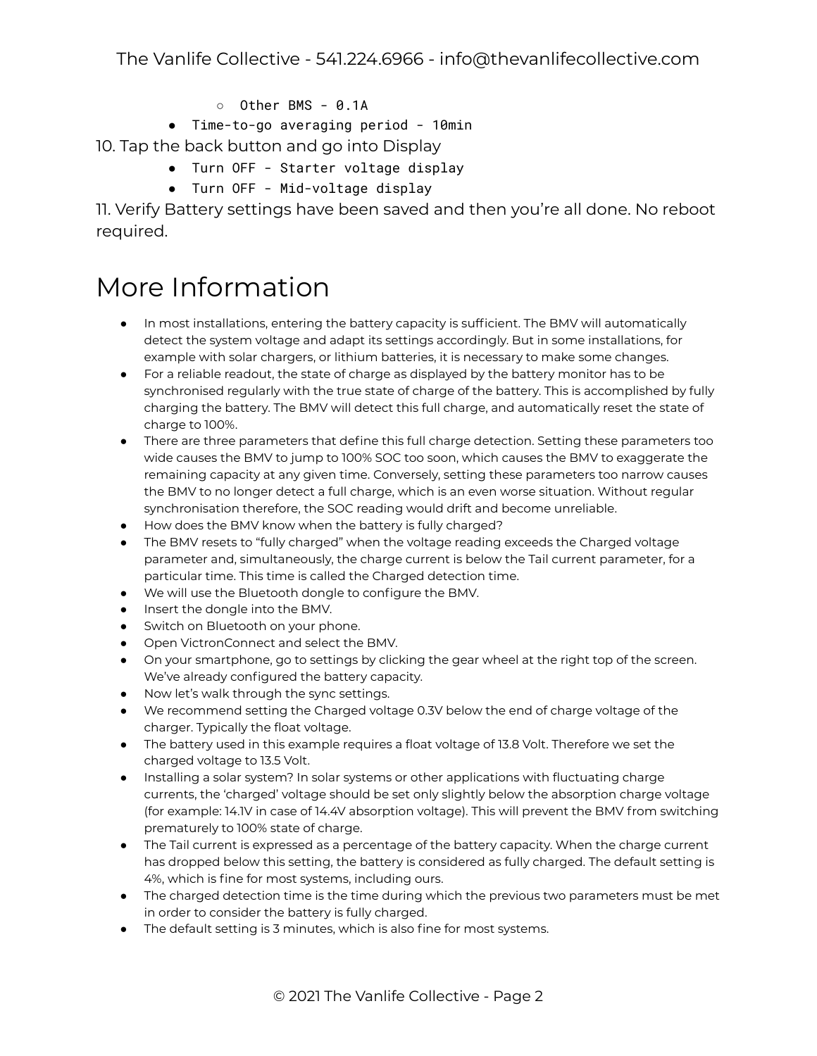- `Other BMS - 0.1A`
  - `Time-to-go averaging period - 10min`

10. Tap the back button and go into Display
    - `Turn OFF - Starter voltage display`
    - `Turn OFF - Mid-voltage display`
11. Verify Battery settings have been saved and then you're all done. No reboot required.

# More Information

- In most installations, entering the battery capacity is sufficient. The BMV will automatically detect the system voltage and adapt its settings accordingly. But in some installations, for example with solar chargers, or lithium batteries, it is necessary to make some changes.
- For a reliable readout, the state of charge as displayed by the battery monitor has to be synchronised regularly with the true state of charge of the battery. This is accomplished by fully charging the battery. The BMV will detect this full charge, and automatically reset the state of charge to 100%.
- There are three parameters that define this full charge detection. Setting these parameters too wide causes the BMV to jump to 100% SOC too soon, which causes the BMV to exaggerate the remaining capacity at any given time. Conversely, setting these parameters too narrow causes the BMV to no longer detect a full charge, which is an even worse situation. Without regular synchronisation therefore, the SOC reading would drift and become unreliable.
- How does the BMV know when the battery is fully charged?
- The BMV resets to "fully charged" when the voltage reading exceeds the Charged voltage parameter and, simultaneously, the charge current is below the Tail current parameter, for a particular time. This time is called the Charged detection time.
- We will use the Bluetooth dongle to configure the BMV.
- Insert the dongle into the BMV.
- Switch on Bluetooth on your phone.
- Open VictronConnect and select the BMV.
- On your smartphone, go to settings by clicking the gear wheel at the right top of the screen. We've already configured the battery capacity.
- Now let's walk through the sync settings.
- We recommend setting the Charged voltage 0.3V below the end of charge voltage of the charger. Typically the float voltage.
- The battery used in this example requires a float voltage of 13.8 Volt. Therefore we set the charged voltage to 13.5 Volt.
- Installing a solar system? In solar systems or other applications with fluctuating charge currents, the 'charged' voltage should be set only slightly below the absorption charge voltage (for example: 14.1V in case of 14.4V absorption voltage). This will prevent the BMV from switching prematurely to 100% state of charge.
- The Tail current is expressed as a percentage of the battery capacity. When the charge current has dropped below this setting, the battery is considered as fully charged. The default setting is 4%, which is fine for most systems, including ours.
- The charged detection time is the time during which the previous two parameters must be met in order to consider the battery is fully charged.
- The default setting is 3 minutes, which is also fine for most systems.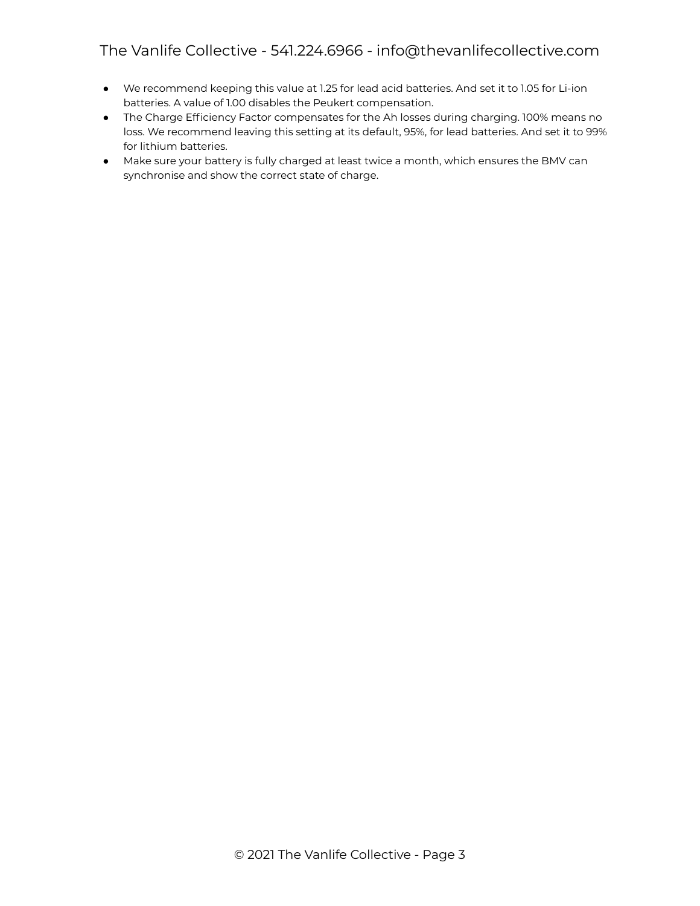- We recommend keeping this value at 1.25 for lead acid batteries. And set it to 1.05 for Li-ion batteries. A value of 1.00 disables the Peukert compensation.
- The Charge Efficiency Factor compensates for the Ah losses during charging. 100% means no loss. We recommend leaving this setting at its default, 95%, for lead batteries. And set it to 99% for lithium batteries.
- Make sure your battery is fully charged at least twice a month, which ensures the BMV can synchronise and show the correct state of charge.